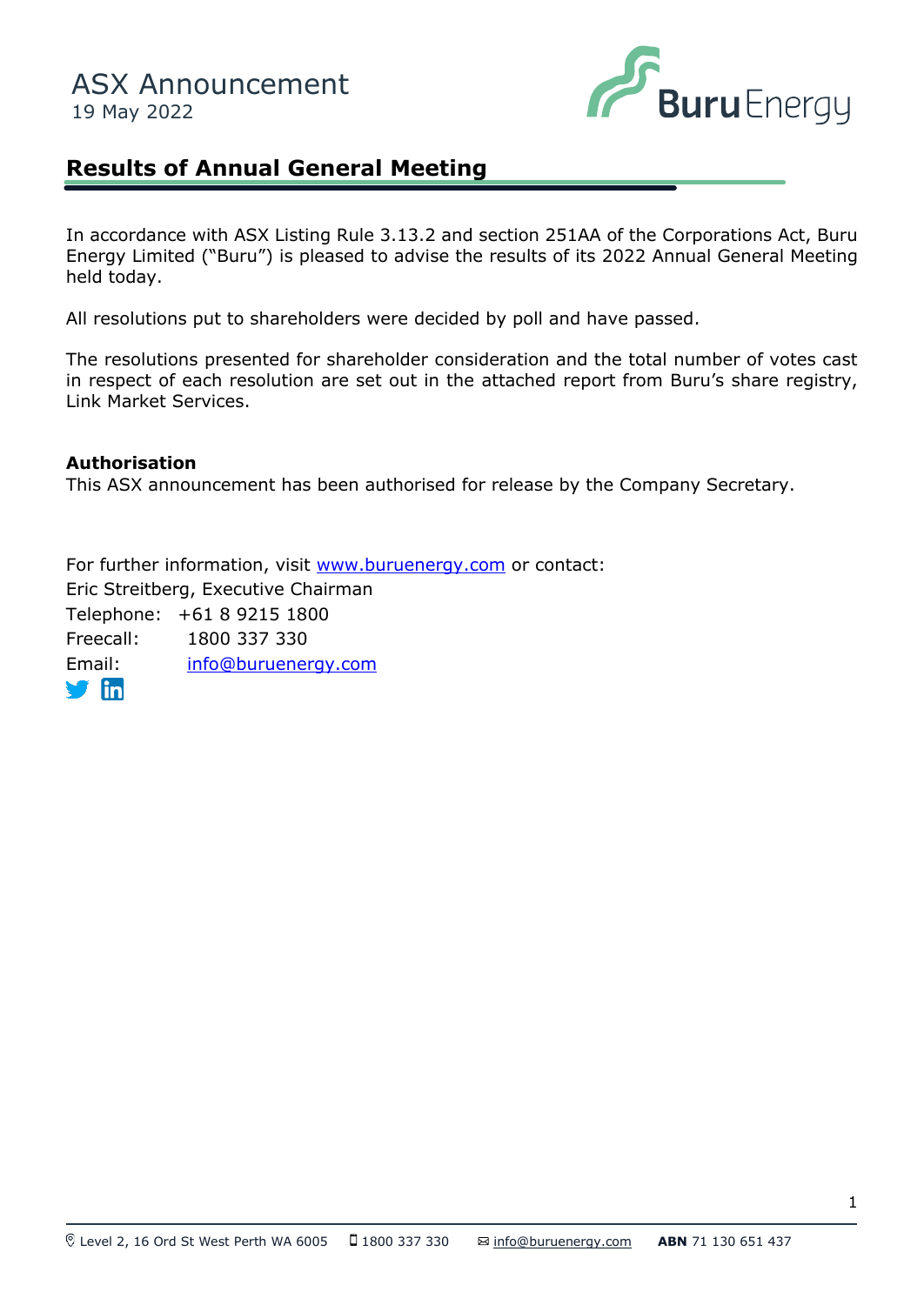ASX Announcement
19 May 2022

# Results of Annual General Meeting

In accordance with ASX Listing Rule 3.13.2 and section 251AA of the Corporations Act, Buru Energy Limited ("Buru") is pleased to advise the results of its 2022 Annual General Meeting held today.

All resolutions put to shareholders were decided by poll and have passed.

The resolutions presented for shareholder consideration and the total number of votes cast in respect of each resolution are set out in the attached report from Buru's share registry, Link Market Services.

**Authorisation**
This ASX announcement has been authorised for release by the Company Secretary.

For further information, visit www.buruenergy.com or contact:
Eric Streitberg, Executive Chairman
Telephone: +61 8 9215 1800
Freecall: 1800 337 330
Email: info@buruenergy.com

Level 2, 16 Ord St West Perth WA 6005 1800 337 330 info@buruenergy.com **ABN** 71 130 651 437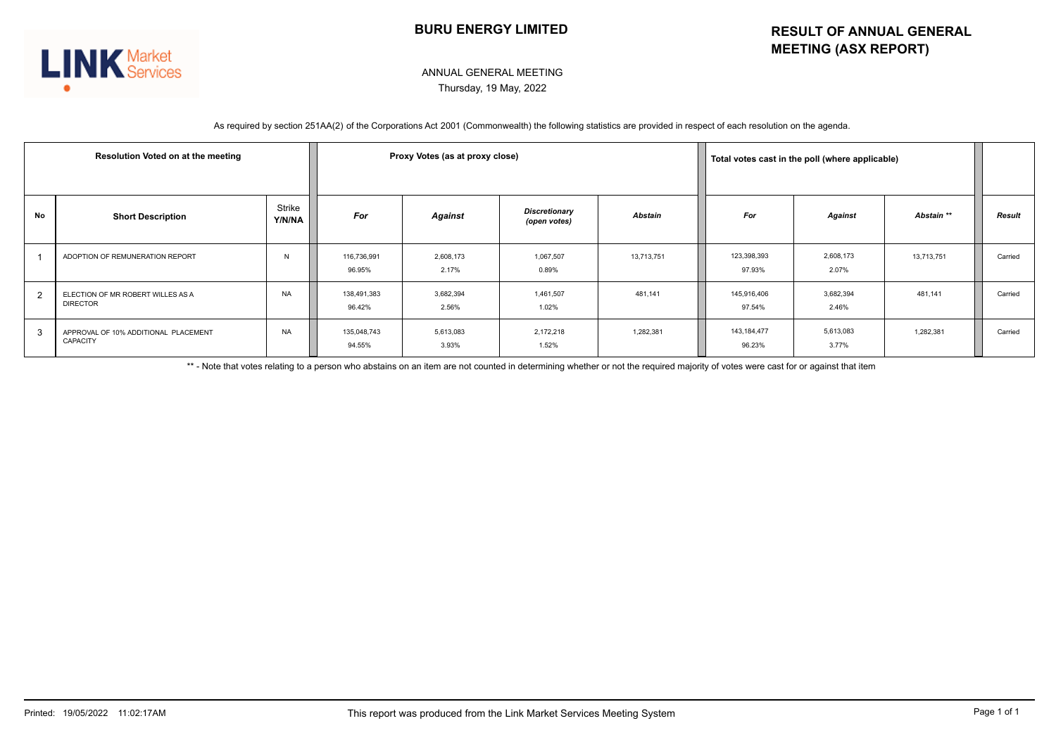# BURU ENERGY LIMITED

## RESULT OF ANNUAL GENERAL MEETING (ASX REPORT)

ANNUAL GENERAL MEETING
Thursday, 19 May, 2022

As required by section 251AA(2) of the Corporations Act 2001 (Commonwealth) the following statistics are provided in respect of each resolution on the agenda.

| Resolution Voted on at the meeting | | | Proxy Votes (as at proxy close) | | | | Total votes cast in the poll (where applicable) | | | |
|---|---|---|---|---|---|---|---|---|---|---|
| **No** | **Short Description** | **Strike Y/N/NA** | ***For*** | ***Against*** | ***Discretionary (open votes)*** | ***Abstain*** | ***For*** | ***Against*** | ***Abstain \**** | ***Result*** |
| 1 | ADOPTION OF REMUNERATION REPORT | N | 116,736,991 96.95% | 2,608,173 2.17% | 1,067,507 0.89% | 13,713,751 | 123,398,393 97.93% | 2,608,173 2.07% | 13,713,751 | Carried |
| 2 | ELECTION OF MR ROBERT WILLES AS A DIRECTOR | NA | 138,491,383 96.42% | 3,682,394 2.56% | 1,461,507 1.02% | 481,141 | 145,916,406 97.54% | 3,682,394 2.46% | 481,141 | Carried |
| 3 | APPROVAL OF 10% ADDITIONAL PLACEMENT CAPACITY | NA | 135,048,743 94.55% | 5,613,083 3.93% | 2,172,218 1.52% | 1,282,381 | 143,184,477 96.23% | 5,613,083 3.77% | 1,282,381 | Carried |

** - Note that votes relating to a person who abstains on an item are not counted in determining whether or not the required majority of votes were cast for or against that item

Printed: 19/05/2022 11:02:17AM

This report was produced from the Link Market Services Meeting System